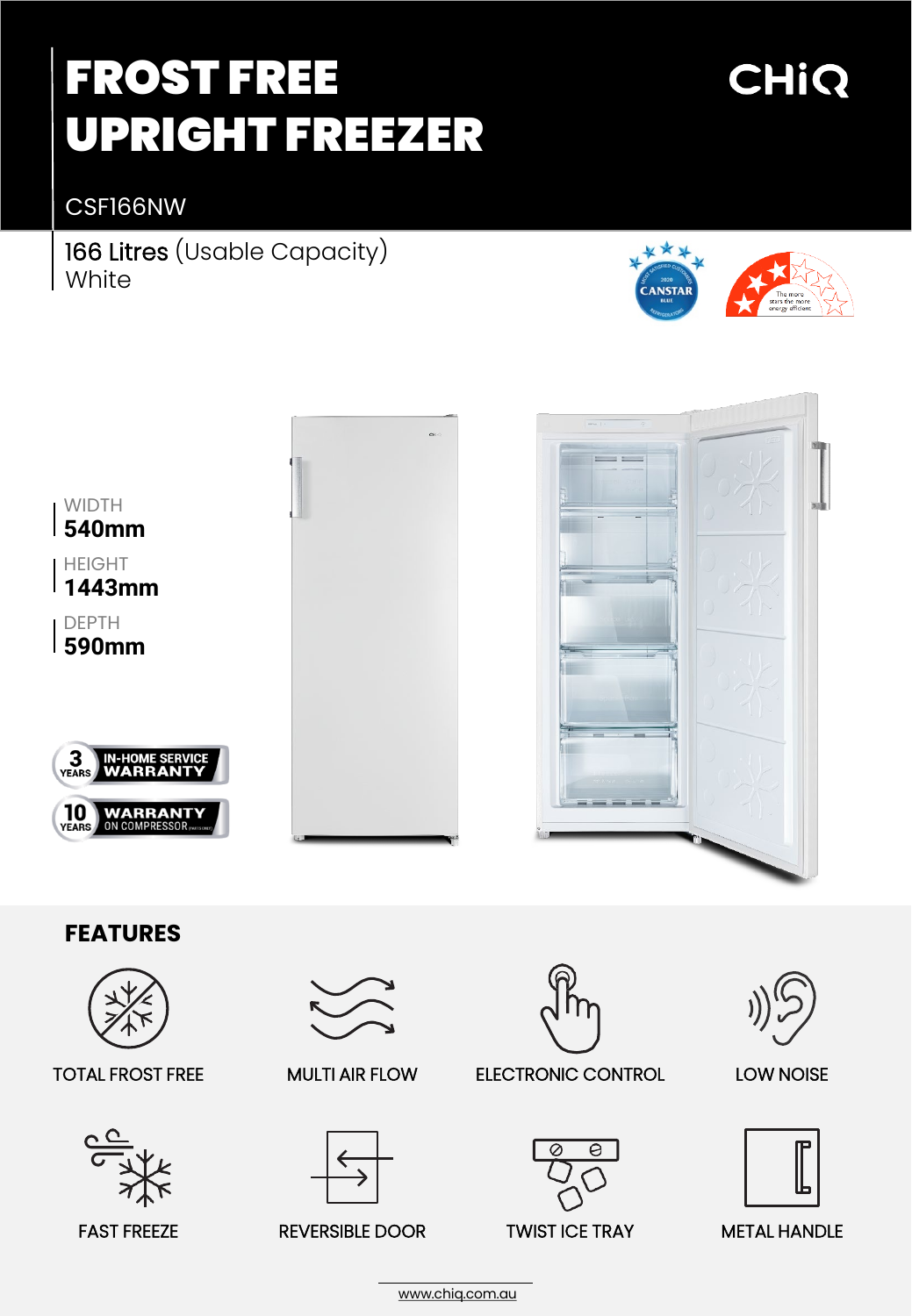# FROST FREE UPRIGHT FREEZER

CHiQ

CSF166NW

166 Litres (Usable Capacity)
White

WIDTH
**540mm**

HEIGHT
**1443mm**

DEPTH
**590mm**

3 YEARS IN-HOME SERVICE WARRANTY

10 YEARS WARRANTY ON COMPRESSOR

## FEATURES

- TOTAL FROST FREE
- MULTI AIR FLOW
- ELECTRONIC CONTROL
- LOW NOISE
- FAST FREEZE
- REVERSIBLE DOOR
- TWIST ICE TRAY
- METAL HANDLE

www.chiq.com.au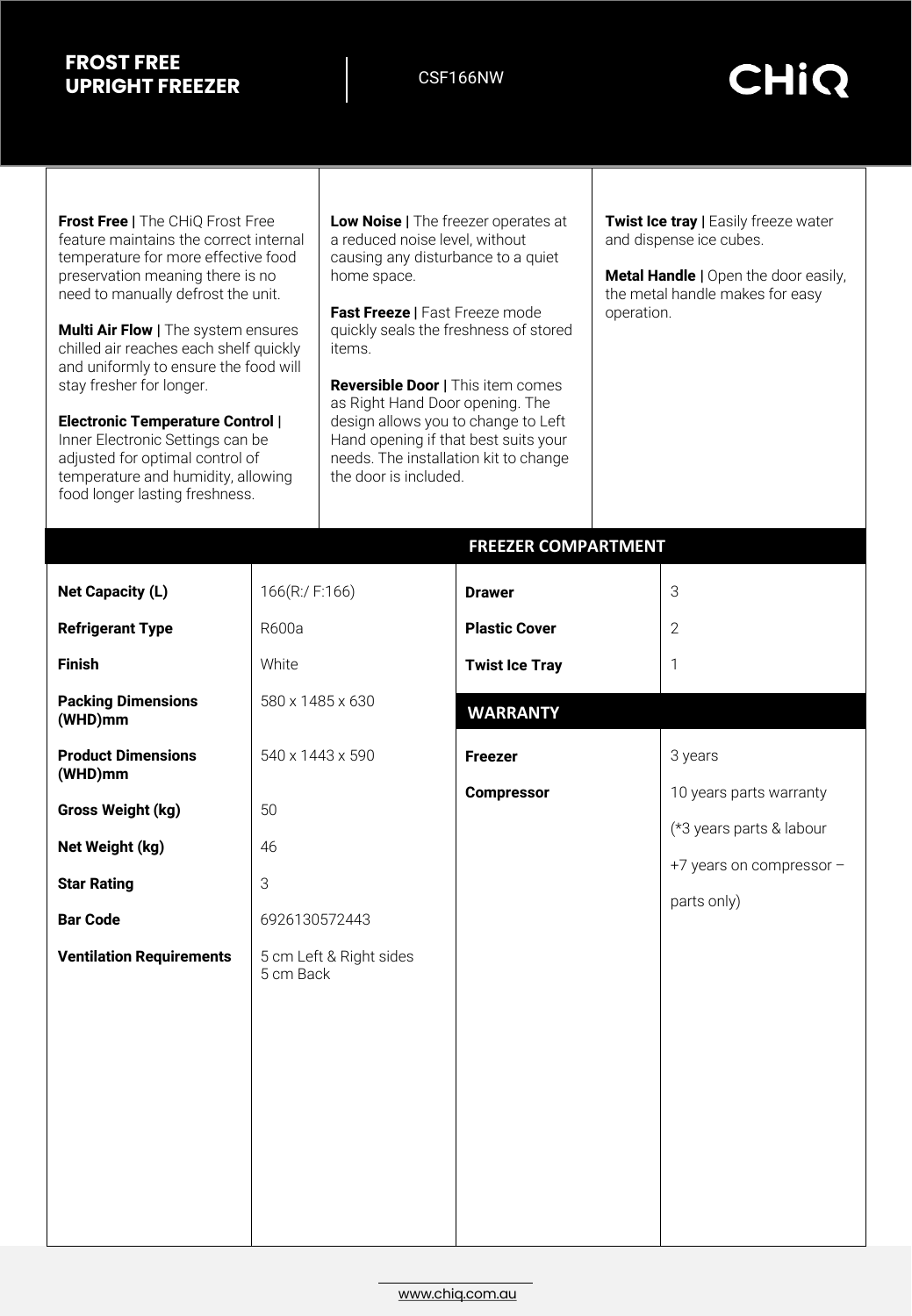# FROST FREE UPRIGHT FREEZER

CSF166NW

CHiQ

**Frost Free |** The CHiQ Frost Free feature maintains the correct internal temperature for more effective food preservation meaning there is no need to manually defrost the unit.

**Multi Air Flow |** The system ensures chilled air reaches each shelf quickly and uniformly to ensure the food will stay fresher for longer.

**Electronic Temperature Control |** Inner Electronic Settings can be adjusted for optimal control of temperature and humidity, allowing food longer lasting freshness.

**Low Noise |** The freezer operates at a reduced noise level, without causing any disturbance to a quiet home space.

**Fast Freeze |** Fast Freeze mode quickly seals the freshness of stored items.

**Reversible Door |** This item comes as Right Hand Door opening. The design allows you to change to Left Hand opening if that best suits your needs. The installation kit to change the door is included.

**Twist Ice tray |** Easily freeze water and dispense ice cubes.

**Metal Handle |** Open the door easily, the metal handle makes for easy operation.

| | |
|---|---|
| **Net Capacity (L)** | 166(R:/ F:166) |
| **Refrigerant Type** | R600a |
| **Finish** | White |
| **Packing Dimensions (WHD)mm** | 580 x 1485 x 630 |
| **Product Dimensions (WHD)mm** | 540 x 1443 x 590 |
| **Gross Weight (kg)** | 50 |
| **Net Weight (kg)** | 46 |
| **Star Rating** | 3 |
| **Bar Code** | 6926130572443 |
| **Ventilation Requirements** | 5 cm Left & Right sides<br>5 cm Back |

| FREEZER COMPARTMENT | |
|---|---|
| **Drawer** | 3 |
| **Plastic Cover** | 2 |
| **Twist Ice Tray** | 1 |

| WARRANTY | |
|---|---|
| **Freezer** | 3 years |
| **Compressor** | 10 years parts warranty (*3 years parts & labour +7 years on compressor – parts only) |

www.chiq.com.au